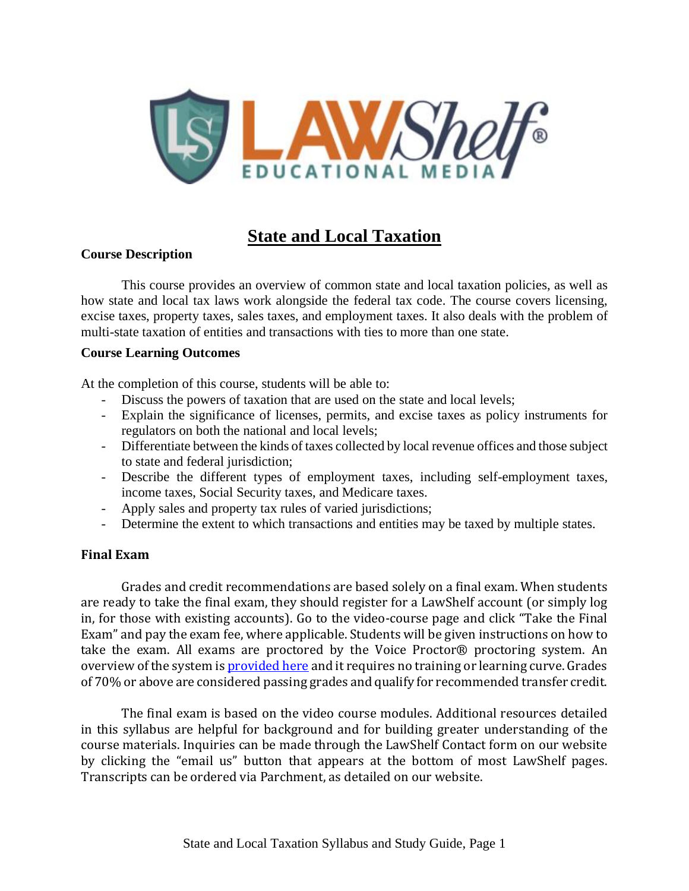# State and Local Taxation

**Course Description**

This course provides an overview of common state and local taxation policies, as well as how state and local tax laws work alongside the federal tax code. The course covers licensing, excise taxes, property taxes, sales taxes, and employment taxes. It also deals with the problem of multi-state taxation of entities and transactions with ties to more than one state.

**Course Learning Outcomes**

At the completion of this course, students will be able to:

- Discuss the powers of taxation that are used on the state and local levels;
- Explain the significance of licenses, permits, and excise taxes as policy instruments for regulators on both the national and local levels;
- Differentiate between the kinds of taxes collected by local revenue offices and those subject to state and federal jurisdiction;
- Describe the different types of employment taxes, including self-employment taxes, income taxes, Social Security taxes, and Medicare taxes.
- Apply sales and property tax rules of varied jurisdictions;
- Determine the extent to which transactions and entities may be taxed by multiple states.

**Final Exam**

Grades and credit recommendations are based solely on a final exam. When students are ready to take the final exam, they should register for a LawShelf account (or simply log in, for those with existing accounts). Go to the video-course page and click "Take the Final Exam" and pay the exam fee, where applicable. Students will be given instructions on how to take the exam. All exams are proctored by the Voice Proctor® proctoring system. An overview of the system is provided here and it requires no training or learning curve. Grades of 70% or above are considered passing grades and qualify for recommended transfer credit.

The final exam is based on the video course modules. Additional resources detailed in this syllabus are helpful for background and for building greater understanding of the course materials. Inquiries can be made through the LawShelf Contact form on our website by clicking the "email us" button that appears at the bottom of most LawShelf pages. Transcripts can be ordered via Parchment, as detailed on our website.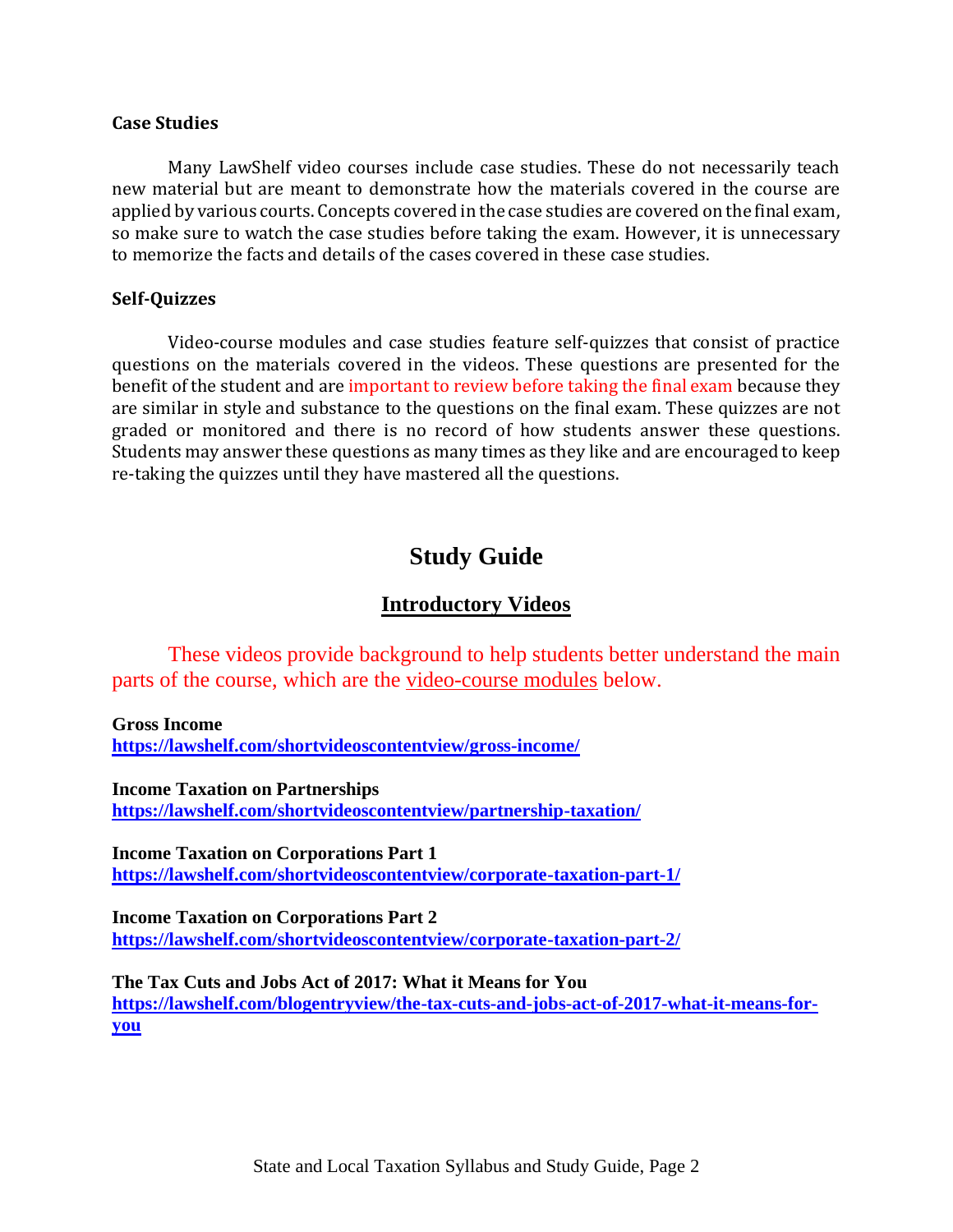### Case Studies

Many LawShelf video courses include case studies. These do not necessarily teach new material but are meant to demonstrate how the materials covered in the course are applied by various courts. Concepts covered in the case studies are covered on the final exam, so make sure to watch the case studies before taking the exam. However, it is unnecessary to memorize the facts and details of the cases covered in these case studies.

### Self-Quizzes

Video-course modules and case studies feature self-quizzes that consist of practice questions on the materials covered in the videos. These questions are presented for the benefit of the student and are important to review before taking the final exam because they are similar in style and substance to the questions on the final exam. These quizzes are not graded or monitored and there is no record of how students answer these questions. Students may answer these questions as many times as they like and are encouraged to keep re-taking the quizzes until they have mastered all the questions.

# Study Guide

## Introductory Videos

These videos provide background to help students better understand the main parts of the course, which are the video-course modules below.

**Gross Income**
**https://lawshelf.com/shortvideoscontentview/gross-income/**

**Income Taxation on Partnerships**
**https://lawshelf.com/shortvideoscontentview/partnership-taxation/**

**Income Taxation on Corporations Part 1**
**https://lawshelf.com/shortvideoscontentview/corporate-taxation-part-1/**

**Income Taxation on Corporations Part 2**
**https://lawshelf.com/shortvideoscontentview/corporate-taxation-part-2/**

**The Tax Cuts and Jobs Act of 2017: What it Means for You**
**https://lawshelf.com/blogentryview/the-tax-cuts-and-jobs-act-of-2017-what-it-means-for-you**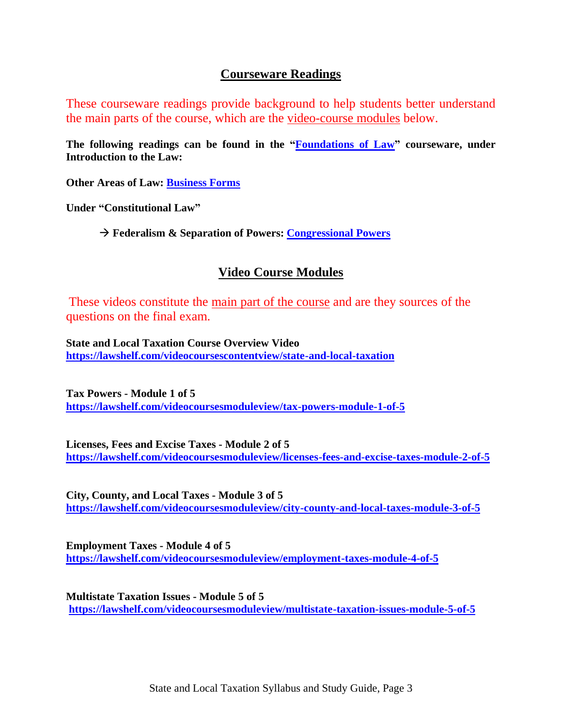## Courseware Readings

These courseware readings provide background to help students better understand the main parts of the course, which are the video-course modules below.

**The following readings can be found in the "Foundations of Law" courseware, under Introduction to the Law:**

**Other Areas of Law: Business Forms**

**Under "Constitutional Law"**

→ **Federalism & Separation of Powers: Congressional Powers**

## Video Course Modules

These videos constitute the main part of the course and are they sources of the questions on the final exam.

**State and Local Taxation Course Overview Video**
**https://lawshelf.com/videocoursescontentview/state-and-local-taxation**

**Tax Powers - Module 1 of 5**
**https://lawshelf.com/videocoursesmoduleview/tax-powers-module-1-of-5**

**Licenses, Fees and Excise Taxes - Module 2 of 5**
**https://lawshelf.com/videocoursesmoduleview/licenses-fees-and-excise-taxes-module-2-of-5**

**City, County, and Local Taxes - Module 3 of 5**
**https://lawshelf.com/videocoursesmoduleview/city-county-and-local-taxes-module-3-of-5**

**Employment Taxes - Module 4 of 5**
**https://lawshelf.com/videocoursesmoduleview/employment-taxes-module-4-of-5**

**Multistate Taxation Issues - Module 5 of 5**
**https://lawshelf.com/videocoursesmoduleview/multistate-taxation-issues-module-5-of-5**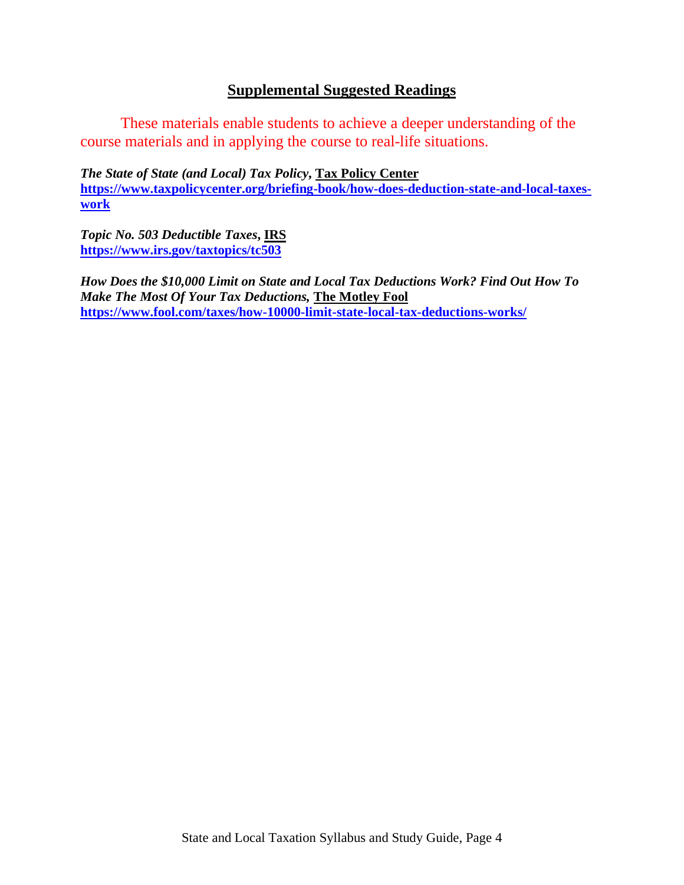## Supplemental Suggested Readings

These materials enable students to achieve a deeper understanding of the course materials and in applying the course to real-life situations.

***The State of State (and Local) Tax Policy*, Tax Policy Center**
**https://www.taxpolicycenter.org/briefing-book/how-does-deduction-state-and-local-taxes-work**

***Topic No. 503 Deductible Taxes*, IRS**
**https://www.irs.gov/taxtopics/tc503**

***How Does the $10,000 Limit on State and Local Tax Deductions Work? Find Out How To Make The Most Of Your Tax Deductions,* The Motley Fool**
**https://www.fool.com/taxes/how-10000-limit-state-local-tax-deductions-works/**